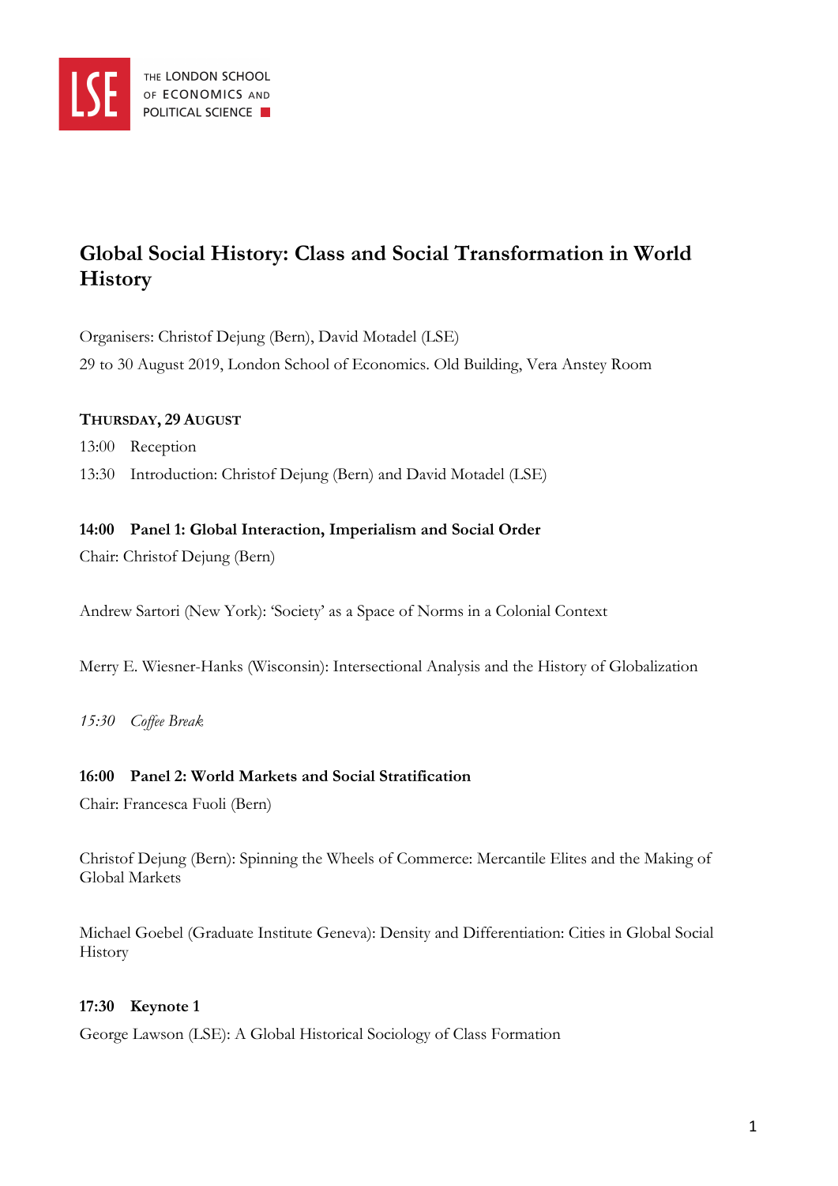THE LONDON SCHOOL OF ECONOMICS AND POLITICAL SCIENCE

# Global Social History: Class and Social Transformation in World History

Organisers: Christof Dejung (Bern), David Motadel (LSE)

29 to 30 August 2019, London School of Economics. Old Building, Vera Anstey Room

**THURSDAY, 29 AUGUST**

13:00 Reception

13:30 Introduction: Christof Dejung (Bern) and David Motadel (LSE)

**14:00 Panel 1: Global Interaction, Imperialism and Social Order**

Chair: Christof Dejung (Bern)

Andrew Sartori (New York): 'Society' as a Space of Norms in a Colonial Context

Merry E. Wiesner-Hanks (Wisconsin): Intersectional Analysis and the History of Globalization

*15:30 Coffee Break*

**16:00 Panel 2: World Markets and Social Stratification**

Chair: Francesca Fuoli (Bern)

Christof Dejung (Bern): Spinning the Wheels of Commerce: Mercantile Elites and the Making of Global Markets

Michael Goebel (Graduate Institute Geneva): Density and Differentiation: Cities in Global Social History

**17:30 Keynote 1**

George Lawson (LSE): A Global Historical Sociology of Class Formation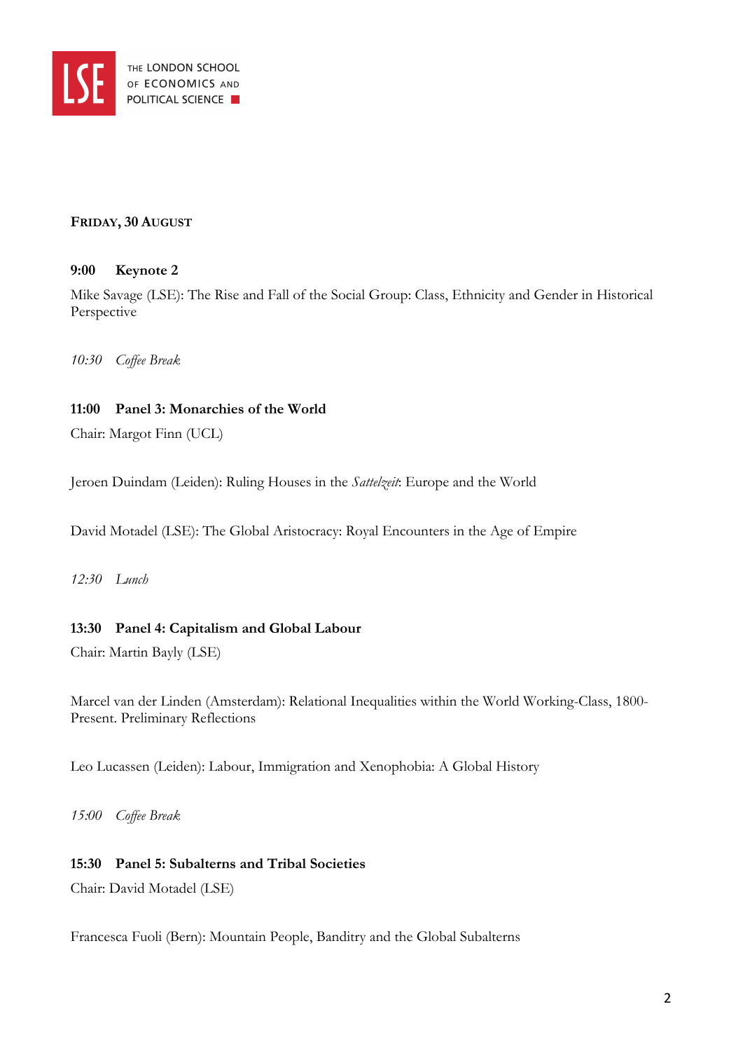THE LONDON SCHOOL OF ECONOMICS AND POLITICAL SCIENCE

## FRIDAY, 30 AUGUST

**9:00 Keynote 2**

Mike Savage (LSE): The Rise and Fall of the Social Group: Class, Ethnicity and Gender in Historical Perspective

*10:30 Coffee Break*

**11:00 Panel 3: Monarchies of the World**

Chair: Margot Finn (UCL)

Jeroen Duindam (Leiden): Ruling Houses in the *Sattelzeit*: Europe and the World

David Motadel (LSE): The Global Aristocracy: Royal Encounters in the Age of Empire

*12:30 Lunch*

**13:30 Panel 4: Capitalism and Global Labour**

Chair: Martin Bayly (LSE)

Marcel van der Linden (Amsterdam): Relational Inequalities within the World Working-Class, 1800-Present. Preliminary Reflections

Leo Lucassen (Leiden): Labour, Immigration and Xenophobia: A Global History

*15:00 Coffee Break*

**15:30 Panel 5: Subalterns and Tribal Societies**

Chair: David Motadel (LSE)

Francesca Fuoli (Bern): Mountain People, Banditry and the Global Subalterns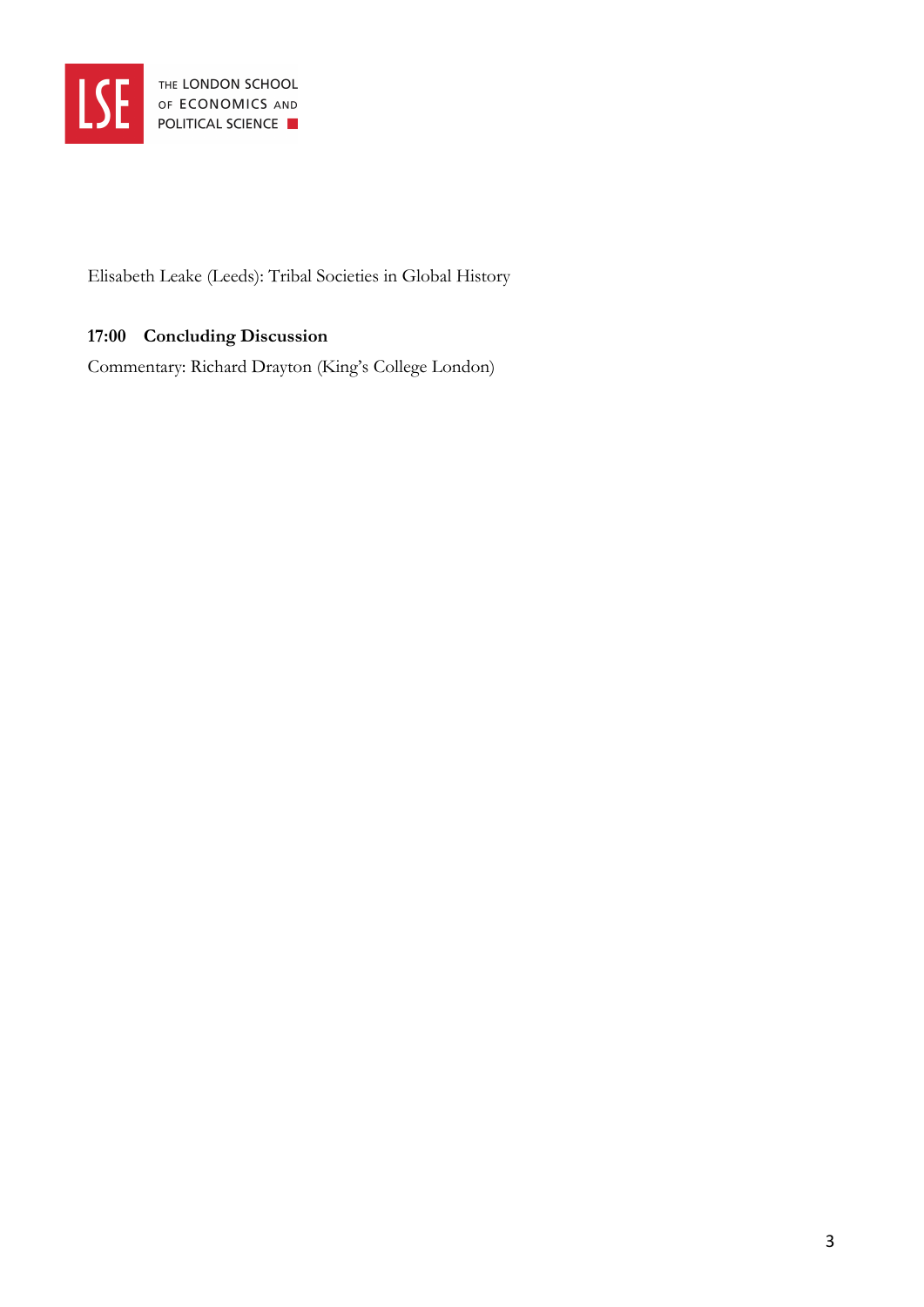Elisabeth Leake (Leeds): Tribal Societies in Global History

**17:00 Concluding Discussion**

Commentary: Richard Drayton (King's College London)